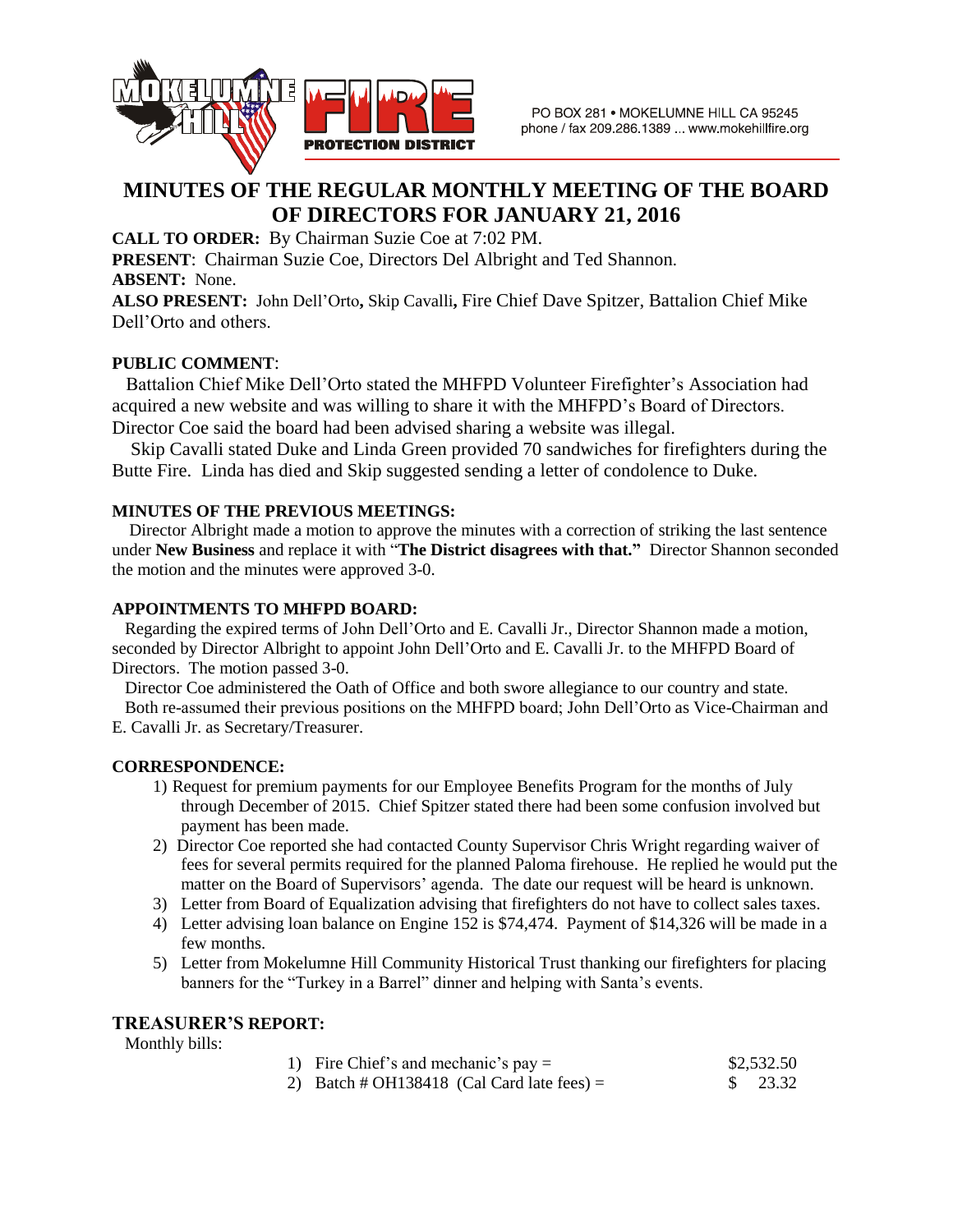PO BOX 281 • MOKELUMNE HILL CA 95245
phone / fax 209.286.1389 ... www.mokehillfire.org

# MINUTES OF THE REGULAR MONTHLY MEETING OF THE BOARD OF DIRECTORS FOR JANUARY 21, 2016

**CALL TO ORDER:** By Chairman Suzie Coe at 7:02 PM.

**PRESENT**: Chairman Suzie Coe, Directors Del Albright and Ted Shannon.

**ABSENT:** None.

**ALSO PRESENT:** John Dell'Orto**,** Skip Cavalli**,** Fire Chief Dave Spitzer, Battalion Chief Mike Dell'Orto and others.

**PUBLIC COMMENT**:

Battalion Chief Mike Dell'Orto stated the MHFPD Volunteer Firefighter's Association had acquired a new website and was willing to share it with the MHFPD's Board of Directors. Director Coe said the board had been advised sharing a website was illegal.

Skip Cavalli stated Duke and Linda Green provided 70 sandwiches for firefighters during the Butte Fire. Linda has died and Skip suggested sending a letter of condolence to Duke.

**MINUTES OF THE PREVIOUS MEETINGS:**

Director Albright made a motion to approve the minutes with a correction of striking the last sentence under **New Business** and replace it with "**The District disagrees with that."** Director Shannon seconded the motion and the minutes were approved 3-0.

**APPOINTMENTS TO MHFPD BOARD:**

Regarding the expired terms of John Dell'Orto and E. Cavalli Jr., Director Shannon made a motion, seconded by Director Albright to appoint John Dell'Orto and E. Cavalli Jr. to the MHFPD Board of Directors. The motion passed 3-0.

Director Coe administered the Oath of Office and both swore allegiance to our country and state.

Both re-assumed their previous positions on the MHFPD board; John Dell'Orto as Vice-Chairman and E. Cavalli Jr. as Secretary/Treasurer.

**CORRESPONDENCE:**

1) Request for premium payments for our Employee Benefits Program for the months of July through December of 2015. Chief Spitzer stated there had been some confusion involved but payment has been made.
2) Director Coe reported she had contacted County Supervisor Chris Wright regarding waiver of fees for several permits required for the planned Paloma firehouse. He replied he would put the matter on the Board of Supervisors' agenda. The date our request will be heard is unknown.
3) Letter from Board of Equalization advising that firefighters do not have to collect sales taxes.
4) Letter advising loan balance on Engine 152 is $74,474. Payment of $14,326 will be made in a few months.
5) Letter from Mokelumne Hill Community Historical Trust thanking our firefighters for placing banners for the "Turkey in a Barrel" dinner and helping with Santa's events.

**TREASURER'S REPORT:**

Monthly bills:

| | |
|---|---|
| 1) Fire Chief's and mechanic's pay = | $2,532.50 |
| 2) Batch # OH138418 (Cal Card late fees) = | $ 23.32 |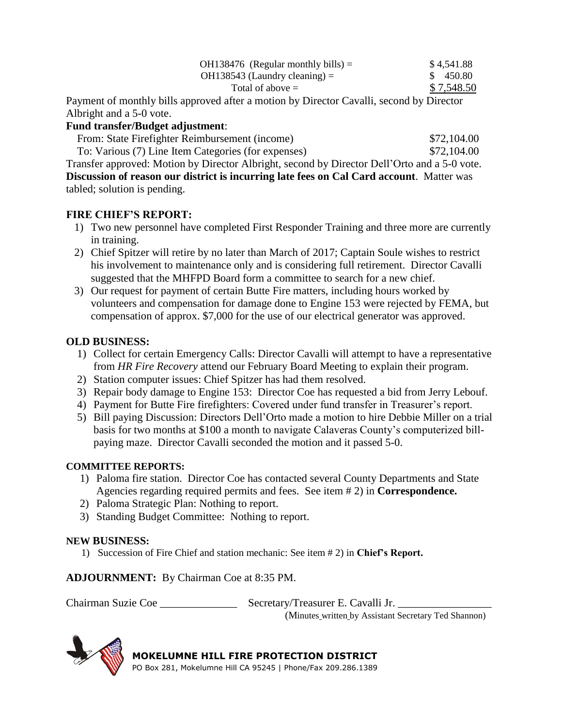| | |
|---|---|
| OH138476 (Regular monthly bills) = | $ 4,541.88 |
| OH138543 (Laundry cleaning) = | $ 450.80 |
| Total of above = | $ 7,548.50 |

Payment of monthly bills approved after a motion by Director Cavalli, second by Director Albright and a 5-0 vote.

**Fund transfer/Budget adjustment**:

| | |
|---|---|
| From: State Firefighter Reimbursement (income) | $72,104.00 |
| To: Various (7) Line Item Categories (for expenses) | $72,104.00 |

Transfer approved: Motion by Director Albright, second by Director Dell'Orto and a 5-0 vote.

**Discussion of reason our district is incurring late fees on Cal Card account**. Matter was tabled; solution is pending.

## FIRE CHIEF'S REPORT:

1) Two new personnel have completed First Responder Training and three more are currently in training.
2) Chief Spitzer will retire by no later than March of 2017; Captain Soule wishes to restrict his involvement to maintenance only and is considering full retirement. Director Cavalli suggested that the MHFPD Board form a committee to search for a new chief.
3) Our request for payment of certain Butte Fire matters, including hours worked by volunteers and compensation for damage done to Engine 153 were rejected by FEMA, but compensation of approx. $7,000 for the use of our electrical generator was approved.

## OLD BUSINESS:

1) Collect for certain Emergency Calls: Director Cavalli will attempt to have a representative from *HR Fire Recovery* attend our February Board Meeting to explain their program.
2) Station computer issues: Chief Spitzer has had them resolved.
3) Repair body damage to Engine 153: Director Coe has requested a bid from Jerry Lebouf.
4) Payment for Butte Fire firefighters: Covered under fund transfer in Treasurer's report.
5) Bill paying Discussion: Directors Dell'Orto made a motion to hire Debbie Miller on a trial basis for two months at $100 a month to navigate Calaveras County's computerized bill-paying maze. Director Cavalli seconded the motion and it passed 5-0.

## COMMITTEE REPORTS:

1) Paloma fire station. Director Coe has contacted several County Departments and State Agencies regarding required permits and fees. See item # 2) in **Correspondence.**
2) Paloma Strategic Plan: Nothing to report.
3) Standing Budget Committee: Nothing to report.

## NEW BUSINESS:

1) Succession of Fire Chief and station mechanic: See item # 2) in **Chief's Report.**

**ADJOURNMENT:** By Chairman Coe at 8:35 PM.

Chairman Suzie Coe ______________ Secretary/Treasurer E. Cavalli Jr. _________________

(Minutes written by Assistant Secretary Ted Shannon)

**MOKELUMNE HILL FIRE PROTECTION DISTRICT**

PO Box 281, Mokelumne Hill CA 95245 | Phone/Fax 209.286.1389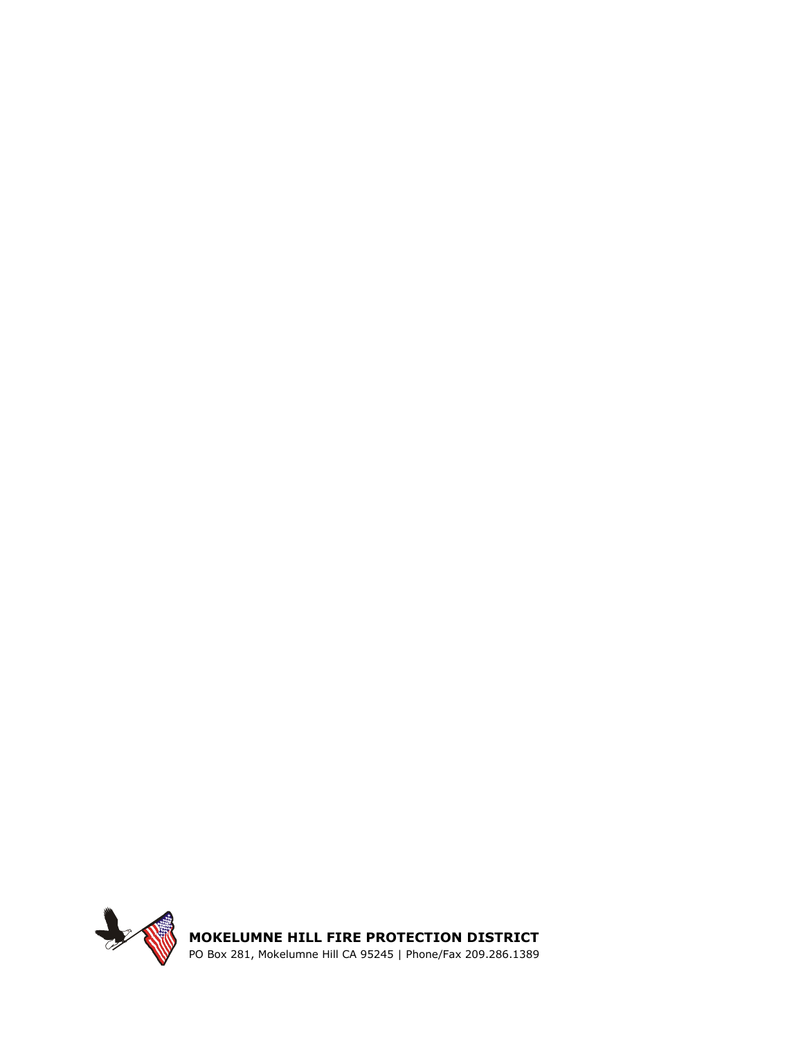**MOKELUMNE HILL FIRE PROTECTION DISTRICT**

PO Box 281, Mokelumne Hill CA 95245 | Phone/Fax 209.286.1389